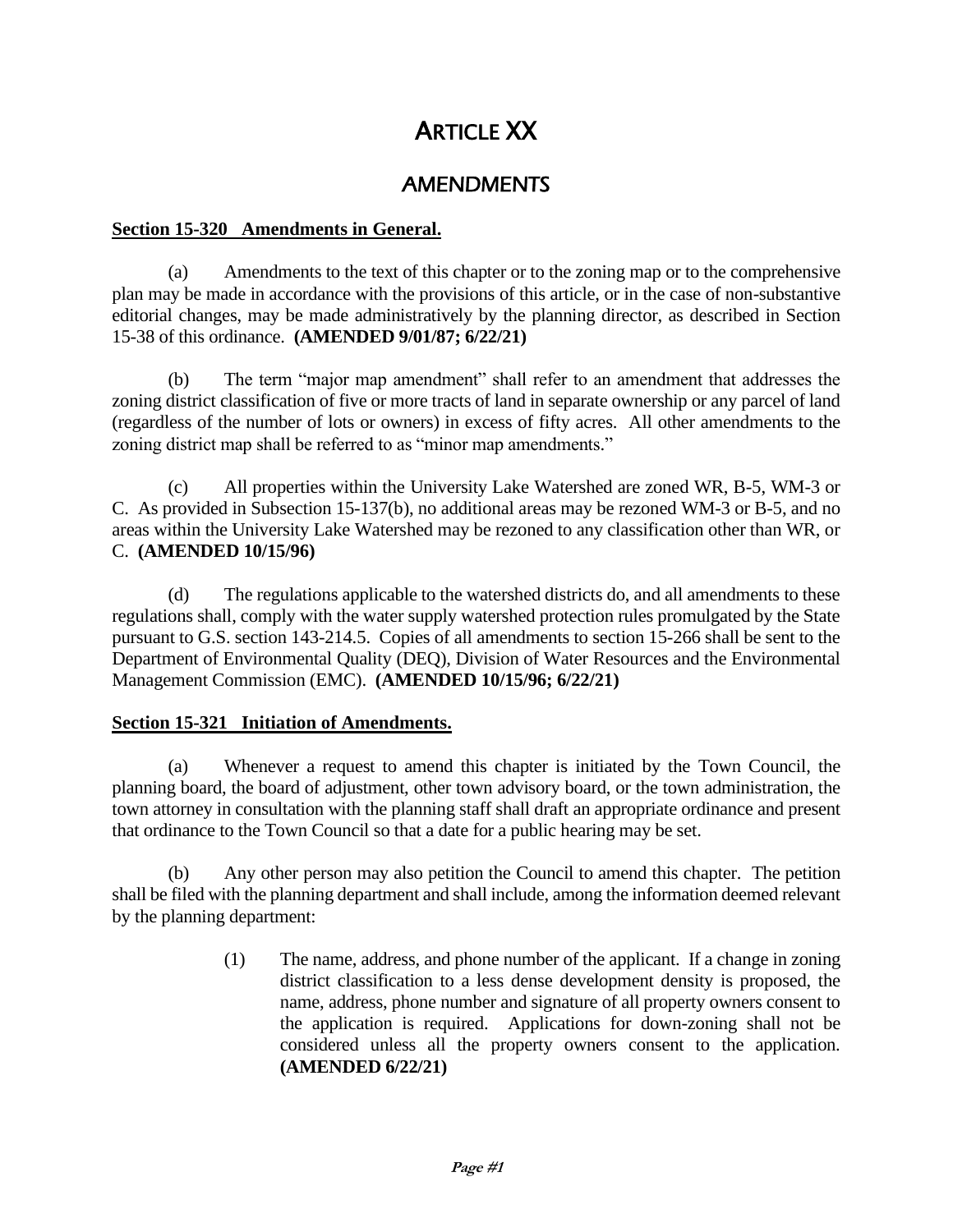# ARTICLE XX

## AMENDMENTS

**Section 15-320 Amendments in General.**

(a) Amendments to the text of this chapter or to the zoning map or to the comprehensive plan may be made in accordance with the provisions of this article, or in the case of non-substantive editorial changes, may be made administratively by the planning director, as described in Section 15-38 of this ordinance. **(AMENDED 9/01/87; 6/22/21)**

(b) The term "major map amendment" shall refer to an amendment that addresses the zoning district classification of five or more tracts of land in separate ownership or any parcel of land (regardless of the number of lots or owners) in excess of fifty acres. All other amendments to the zoning district map shall be referred to as "minor map amendments."

(c) All properties within the University Lake Watershed are zoned WR, B-5, WM-3 or C. As provided in Subsection 15-137(b), no additional areas may be rezoned WM-3 or B-5, and no areas within the University Lake Watershed may be rezoned to any classification other than WR, or C. **(AMENDED 10/15/96)**

(d) The regulations applicable to the watershed districts do, and all amendments to these regulations shall, comply with the water supply watershed protection rules promulgated by the State pursuant to G.S. section 143-214.5. Copies of all amendments to section 15-266 shall be sent to the Department of Environmental Quality (DEQ), Division of Water Resources and the Environmental Management Commission (EMC). **(AMENDED 10/15/96; 6/22/21)**

**Section 15-321 Initiation of Amendments.**

(a) Whenever a request to amend this chapter is initiated by the Town Council, the planning board, the board of adjustment, other town advisory board, or the town administration, the town attorney in consultation with the planning staff shall draft an appropriate ordinance and present that ordinance to the Town Council so that a date for a public hearing may be set.

(b) Any other person may also petition the Council to amend this chapter. The petition shall be filed with the planning department and shall include, among the information deemed relevant by the planning department:

(1) The name, address, and phone number of the applicant. If a change in zoning district classification to a less dense development density is proposed, the name, address, phone number and signature of all property owners consent to the application is required. Applications for down-zoning shall not be considered unless all the property owners consent to the application. **(AMENDED 6/22/21)**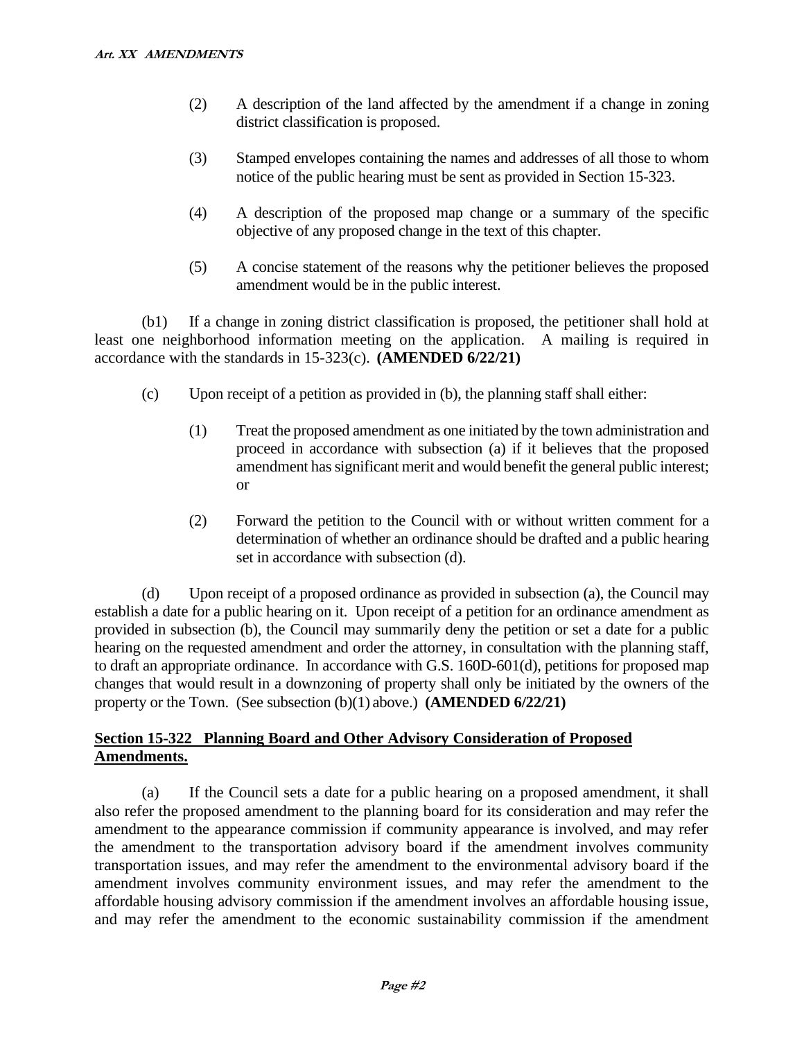(2) A description of the land affected by the amendment if a change in zoning district classification is proposed.

(3) Stamped envelopes containing the names and addresses of all those to whom notice of the public hearing must be sent as provided in Section 15-323.

(4) A description of the proposed map change or a summary of the specific objective of any proposed change in the text of this chapter.

(5) A concise statement of the reasons why the petitioner believes the proposed amendment would be in the public interest.

(b1) If a change in zoning district classification is proposed, the petitioner shall hold at least one neighborhood information meeting on the application. A mailing is required in accordance with the standards in 15-323(c). **(AMENDED 6/22/21)**

(c) Upon receipt of a petition as provided in (b), the planning staff shall either:

(1) Treat the proposed amendment as one initiated by the town administration and proceed in accordance with subsection (a) if it believes that the proposed amendment has significant merit and would benefit the general public interest; or

(2) Forward the petition to the Council with or without written comment for a determination of whether an ordinance should be drafted and a public hearing set in accordance with subsection (d).

(d) Upon receipt of a proposed ordinance as provided in subsection (a), the Council may establish a date for a public hearing on it. Upon receipt of a petition for an ordinance amendment as provided in subsection (b), the Council may summarily deny the petition or set a date for a public hearing on the requested amendment and order the attorney, in consultation with the planning staff, to draft an appropriate ordinance. In accordance with G.S. 160D-601(d), petitions for proposed map changes that would result in a downzoning of property shall only be initiated by the owners of the property or the Town. (See subsection (b)(1) above.) **(AMENDED 6/22/21)**

## Section 15-322 Planning Board and Other Advisory Consideration of Proposed Amendments.

(a) If the Council sets a date for a public hearing on a proposed amendment, it shall also refer the proposed amendment to the planning board for its consideration and may refer the amendment to the appearance commission if community appearance is involved, and may refer the amendment to the transportation advisory board if the amendment involves community transportation issues, and may refer the amendment to the environmental advisory board if the amendment involves community environment issues, and may refer the amendment to the affordable housing advisory commission if the amendment involves an affordable housing issue, and may refer the amendment to the economic sustainability commission if the amendment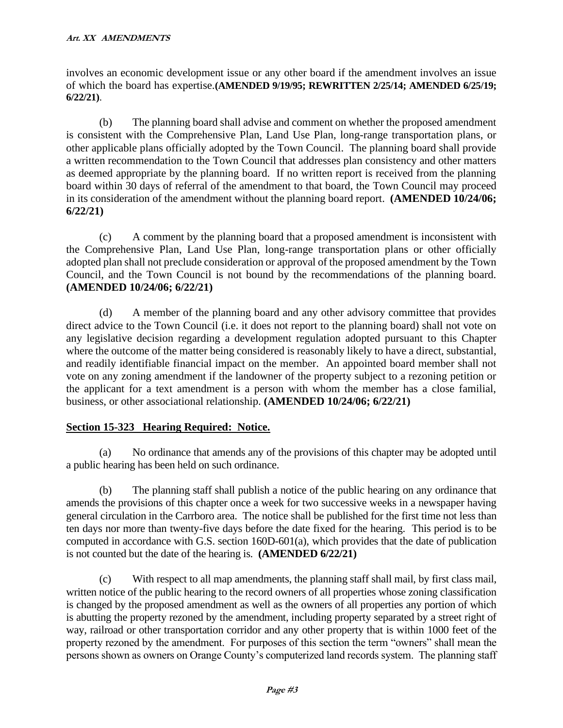involves an economic development issue or any other board if the amendment involves an issue of which the board has expertise.**(AMENDED 9/19/95; REWRITTEN 2/25/14; AMENDED 6/25/19; 6/22/21)**.

(b) The planning board shall advise and comment on whether the proposed amendment is consistent with the Comprehensive Plan, Land Use Plan, long-range transportation plans, or other applicable plans officially adopted by the Town Council. The planning board shall provide a written recommendation to the Town Council that addresses plan consistency and other matters as deemed appropriate by the planning board. If no written report is received from the planning board within 30 days of referral of the amendment to that board, the Town Council may proceed in its consideration of the amendment without the planning board report. **(AMENDED 10/24/06; 6/22/21)**

(c) A comment by the planning board that a proposed amendment is inconsistent with the Comprehensive Plan, Land Use Plan, long-range transportation plans or other officially adopted plan shall not preclude consideration or approval of the proposed amendment by the Town Council, and the Town Council is not bound by the recommendations of the planning board. **(AMENDED 10/24/06; 6/22/21)**

(d) A member of the planning board and any other advisory committee that provides direct advice to the Town Council (i.e. it does not report to the planning board) shall not vote on any legislative decision regarding a development regulation adopted pursuant to this Chapter where the outcome of the matter being considered is reasonably likely to have a direct, substantial, and readily identifiable financial impact on the member. An appointed board member shall not vote on any zoning amendment if the landowner of the property subject to a rezoning petition or the applicant for a text amendment is a person with whom the member has a close familial, business, or other associational relationship. **(AMENDED 10/24/06; 6/22/21)**

## Section 15-323 Hearing Required: Notice.

(a) No ordinance that amends any of the provisions of this chapter may be adopted until a public hearing has been held on such ordinance.

(b) The planning staff shall publish a notice of the public hearing on any ordinance that amends the provisions of this chapter once a week for two successive weeks in a newspaper having general circulation in the Carrboro area. The notice shall be published for the first time not less than ten days nor more than twenty-five days before the date fixed for the hearing. This period is to be computed in accordance with G.S. section 160D-601(a), which provides that the date of publication is not counted but the date of the hearing is. **(AMENDED 6/22/21)**

(c) With respect to all map amendments, the planning staff shall mail, by first class mail, written notice of the public hearing to the record owners of all properties whose zoning classification is changed by the proposed amendment as well as the owners of all properties any portion of which is abutting the property rezoned by the amendment, including property separated by a street right of way, railroad or other transportation corridor and any other property that is within 1000 feet of the property rezoned by the amendment. For purposes of this section the term "owners" shall mean the persons shown as owners on Orange County's computerized land records system. The planning staff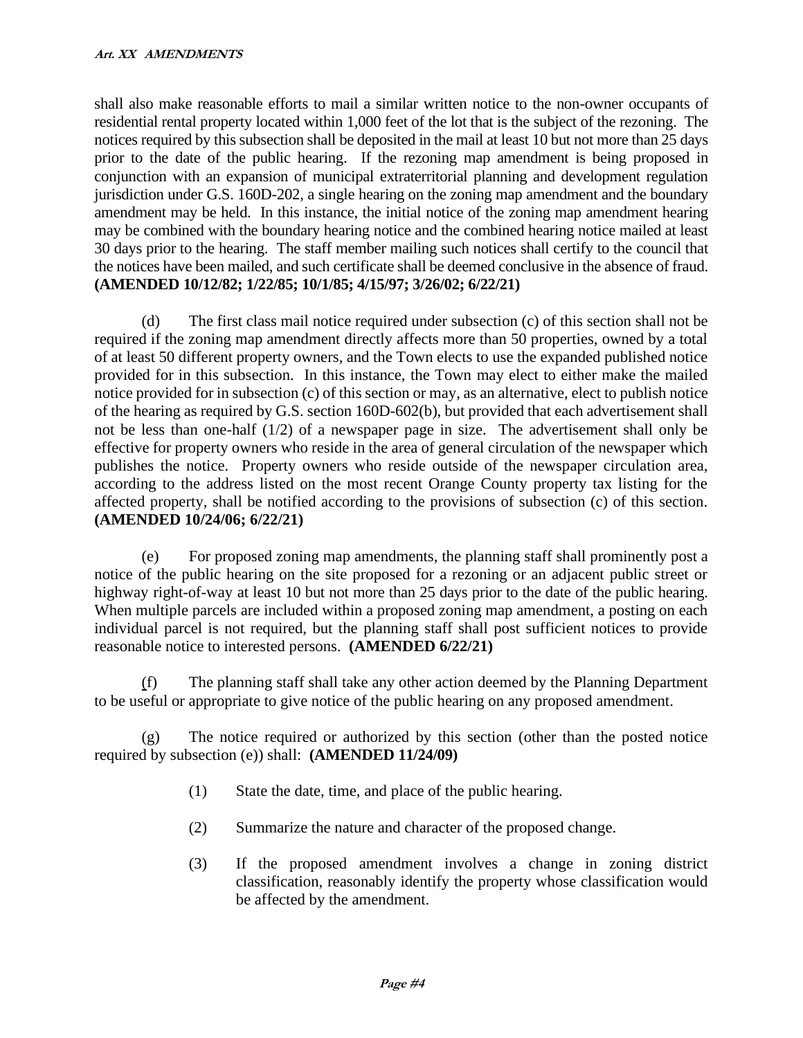shall also make reasonable efforts to mail a similar written notice to the non-owner occupants of residential rental property located within 1,000 feet of the lot that is the subject of the rezoning. The notices required by this subsection shall be deposited in the mail at least 10 but not more than 25 days prior to the date of the public hearing. If the rezoning map amendment is being proposed in conjunction with an expansion of municipal extraterritorial planning and development regulation jurisdiction under G.S. 160D-202, a single hearing on the zoning map amendment and the boundary amendment may be held. In this instance, the initial notice of the zoning map amendment hearing may be combined with the boundary hearing notice and the combined hearing notice mailed at least 30 days prior to the hearing. The staff member mailing such notices shall certify to the council that the notices have been mailed, and such certificate shall be deemed conclusive in the absence of fraud. **(AMENDED 10/12/82; 1/22/85; 10/1/85; 4/15/97; 3/26/02; 6/22/21)**

(d) The first class mail notice required under subsection (c) of this section shall not be required if the zoning map amendment directly affects more than 50 properties, owned by a total of at least 50 different property owners, and the Town elects to use the expanded published notice provided for in this subsection. In this instance, the Town may elect to either make the mailed notice provided for in subsection (c) of this section or may, as an alternative, elect to publish notice of the hearing as required by G.S. section 160D-602(b), but provided that each advertisement shall not be less than one-half (1/2) of a newspaper page in size. The advertisement shall only be effective for property owners who reside in the area of general circulation of the newspaper which publishes the notice. Property owners who reside outside of the newspaper circulation area, according to the address listed on the most recent Orange County property tax listing for the affected property, shall be notified according to the provisions of subsection (c) of this section. **(AMENDED 10/24/06; 6/22/21)**

(e) For proposed zoning map amendments, the planning staff shall prominently post a notice of the public hearing on the site proposed for a rezoning or an adjacent public street or highway right-of-way at least 10 but not more than 25 days prior to the date of the public hearing. When multiple parcels are included within a proposed zoning map amendment, a posting on each individual parcel is not required, but the planning staff shall post sufficient notices to provide reasonable notice to interested persons. **(AMENDED 6/22/21)**

(f) The planning staff shall take any other action deemed by the Planning Department to be useful or appropriate to give notice of the public hearing on any proposed amendment.

(g) The notice required or authorized by this section (other than the posted notice required by subsection (e)) shall: **(AMENDED 11/24/09)**

(1) State the date, time, and place of the public hearing.

(2) Summarize the nature and character of the proposed change.

(3) If the proposed amendment involves a change in zoning district classification, reasonably identify the property whose classification would be affected by the amendment.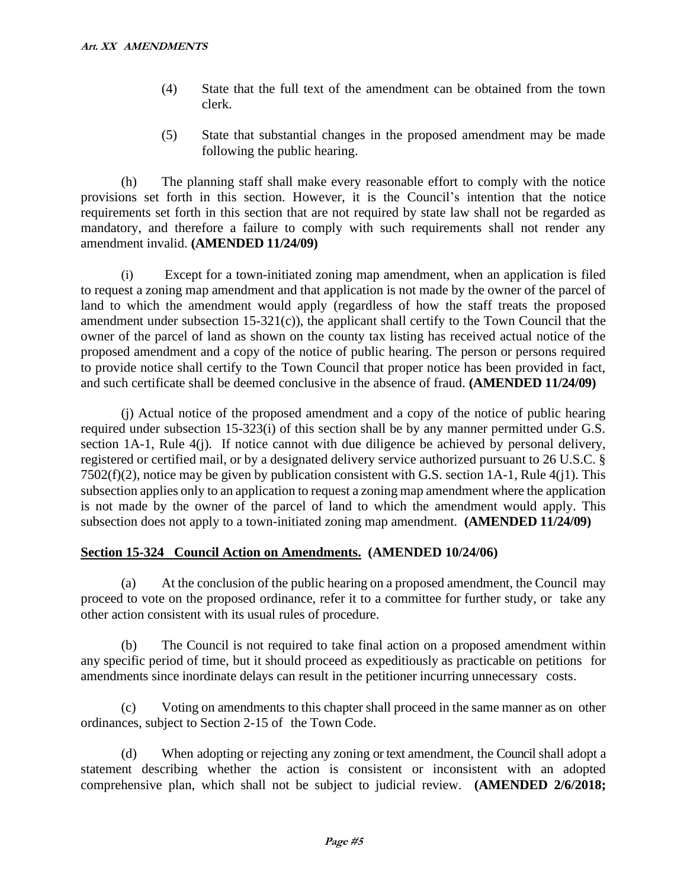(4) State that the full text of the amendment can be obtained from the town clerk.

(5) State that substantial changes in the proposed amendment may be made following the public hearing.

(h) The planning staff shall make every reasonable effort to comply with the notice provisions set forth in this section. However, it is the Council's intention that the notice requirements set forth in this section that are not required by state law shall not be regarded as mandatory, and therefore a failure to comply with such requirements shall not render any amendment invalid. **(AMENDED 11/24/09)**

(i) Except for a town-initiated zoning map amendment, when an application is filed to request a zoning map amendment and that application is not made by the owner of the parcel of land to which the amendment would apply (regardless of how the staff treats the proposed amendment under subsection 15-321(c)), the applicant shall certify to the Town Council that the owner of the parcel of land as shown on the county tax listing has received actual notice of the proposed amendment and a copy of the notice of public hearing. The person or persons required to provide notice shall certify to the Town Council that proper notice has been provided in fact, and such certificate shall be deemed conclusive in the absence of fraud. **(AMENDED 11/24/09)**

(j) Actual notice of the proposed amendment and a copy of the notice of public hearing required under subsection 15-323(i) of this section shall be by any manner permitted under G.S. section 1A-1, Rule 4(j). If notice cannot with due diligence be achieved by personal delivery, registered or certified mail, or by a designated delivery service authorized pursuant to 26 U.S.C. § 7502(f)(2), notice may be given by publication consistent with G.S. section 1A-1, Rule 4(j1). This subsection applies only to an application to request a zoning map amendment where the application is not made by the owner of the parcel of land to which the amendment would apply. This subsection does not apply to a town-initiated zoning map amendment. **(AMENDED 11/24/09)**

## Section 15-324 Council Action on Amendments. (AMENDED 10/24/06)

(a) At the conclusion of the public hearing on a proposed amendment, the Council may proceed to vote on the proposed ordinance, refer it to a committee for further study, or take any other action consistent with its usual rules of procedure.

(b) The Council is not required to take final action on a proposed amendment within any specific period of time, but it should proceed as expeditiously as practicable on petitions for amendments since inordinate delays can result in the petitioner incurring unnecessary costs.

(c) Voting on amendments to this chapter shall proceed in the same manner as on other ordinances, subject to Section 2-15 of the Town Code.

(d) When adopting or rejecting any zoning or text amendment, the Council shall adopt a statement describing whether the action is consistent or inconsistent with an adopted comprehensive plan, which shall not be subject to judicial review. **(AMENDED 2/6/2018;**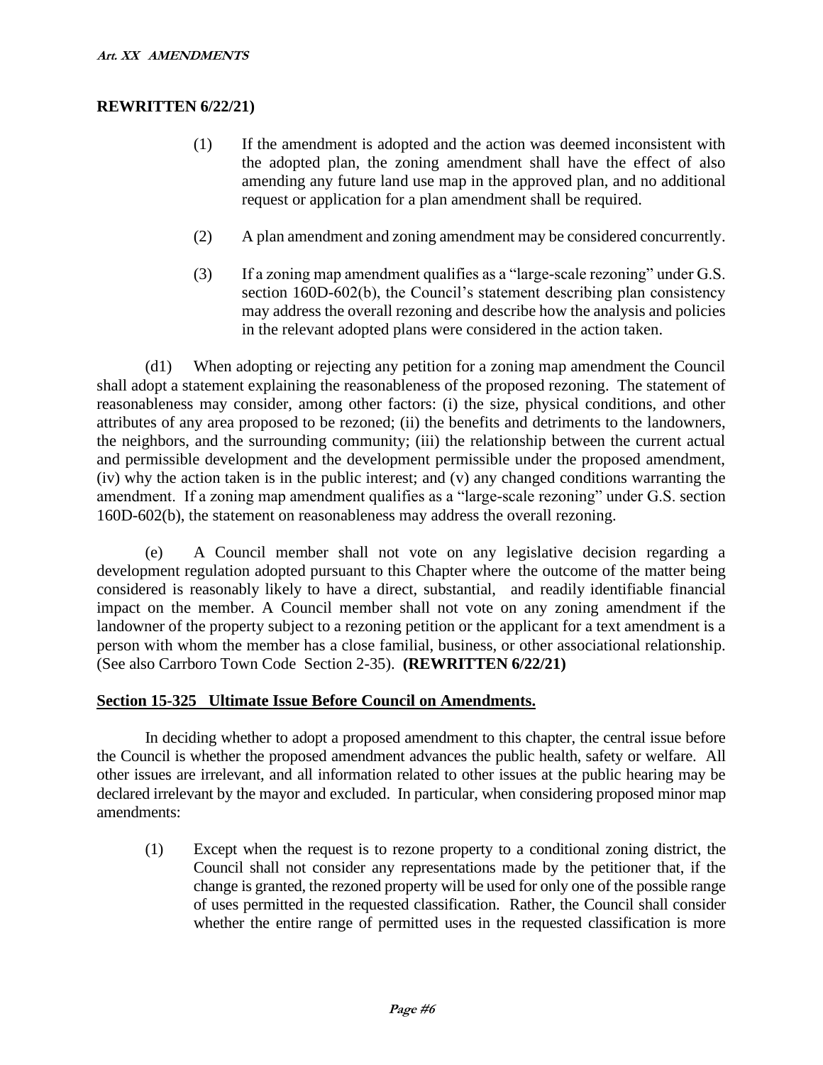**REWRITTEN 6/22/21)**

(1) If the amendment is adopted and the action was deemed inconsistent with the adopted plan, the zoning amendment shall have the effect of also amending any future land use map in the approved plan, and no additional request or application for a plan amendment shall be required.

(2) A plan amendment and zoning amendment may be considered concurrently.

(3) If a zoning map amendment qualifies as a "large-scale rezoning" under G.S. section 160D-602(b), the Council's statement describing plan consistency may address the overall rezoning and describe how the analysis and policies in the relevant adopted plans were considered in the action taken.

(d1) When adopting or rejecting any petition for a zoning map amendment the Council shall adopt a statement explaining the reasonableness of the proposed rezoning. The statement of reasonableness may consider, among other factors: (i) the size, physical conditions, and other attributes of any area proposed to be rezoned; (ii) the benefits and detriments to the landowners, the neighbors, and the surrounding community; (iii) the relationship between the current actual and permissible development and the development permissible under the proposed amendment, (iv) why the action taken is in the public interest; and (v) any changed conditions warranting the amendment. If a zoning map amendment qualifies as a "large-scale rezoning" under G.S. section 160D-602(b), the statement on reasonableness may address the overall rezoning.

(e) A Council member shall not vote on any legislative decision regarding a development regulation adopted pursuant to this Chapter where the outcome of the matter being considered is reasonably likely to have a direct, substantial, and readily identifiable financial impact on the member. A Council member shall not vote on any zoning amendment if the landowner of the property subject to a rezoning petition or the applicant for a text amendment is a person with whom the member has a close familial, business, or other associational relationship. (See also Carrboro Town Code Section 2-35). **(REWRITTEN 6/22/21)**

## Section 15-325 Ultimate Issue Before Council on Amendments.

In deciding whether to adopt a proposed amendment to this chapter, the central issue before the Council is whether the proposed amendment advances the public health, safety or welfare. All other issues are irrelevant, and all information related to other issues at the public hearing may be declared irrelevant by the mayor and excluded. In particular, when considering proposed minor map amendments:

(1) Except when the request is to rezone property to a conditional zoning district, the Council shall not consider any representations made by the petitioner that, if the change is granted, the rezoned property will be used for only one of the possible range of uses permitted in the requested classification. Rather, the Council shall consider whether the entire range of permitted uses in the requested classification is more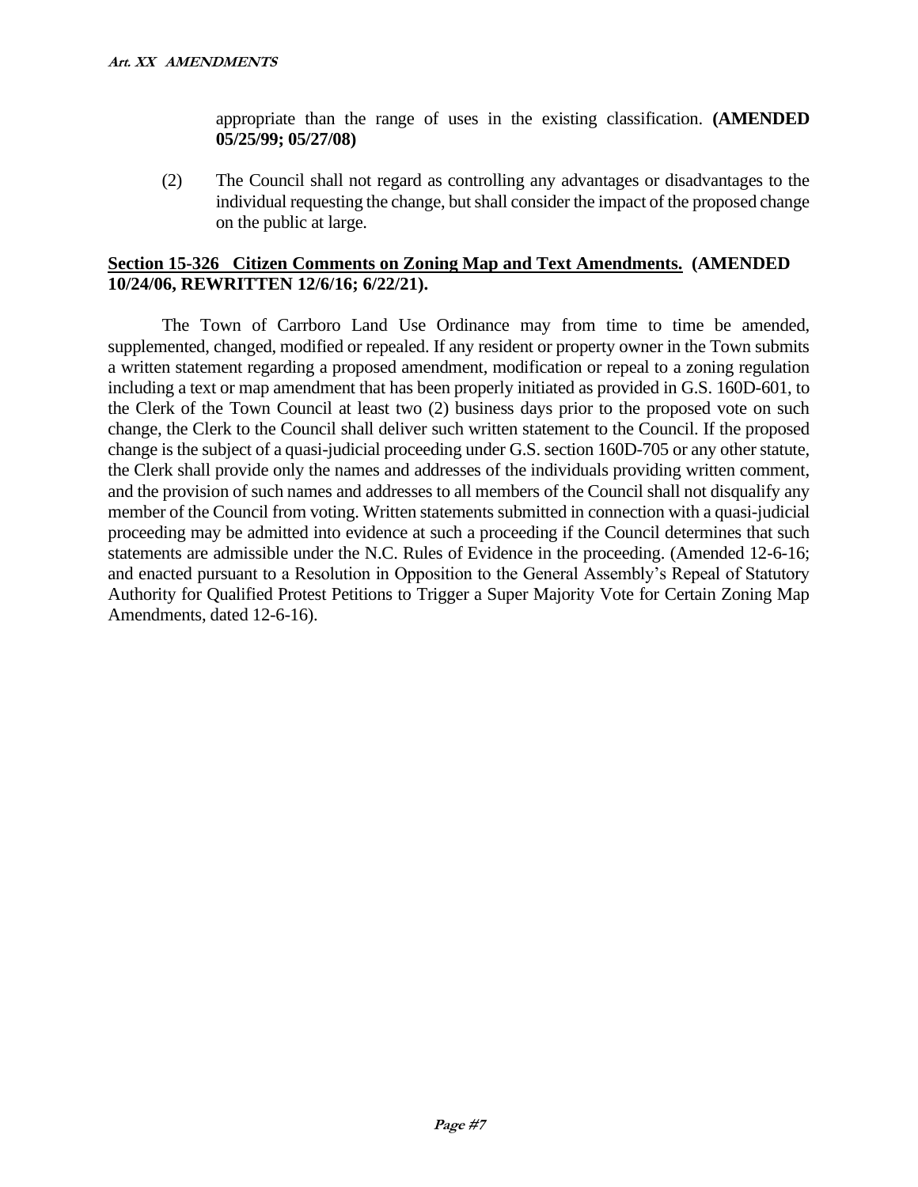appropriate than the range of uses in the existing classification. **(AMENDED 05/25/99; 05/27/08)**

(2) The Council shall not regard as controlling any advantages or disadvantages to the individual requesting the change, but shall consider the impact of the proposed change on the public at large.

**Section 15-326 Citizen Comments on Zoning Map and Text Amendments. (AMENDED 10/24/06, REWRITTEN 12/6/16; 6/22/21).**

The Town of Carrboro Land Use Ordinance may from time to time be amended, supplemented, changed, modified or repealed. If any resident or property owner in the Town submits a written statement regarding a proposed amendment, modification or repeal to a zoning regulation including a text or map amendment that has been properly initiated as provided in G.S. 160D-601, to the Clerk of the Town Council at least two (2) business days prior to the proposed vote on such change, the Clerk to the Council shall deliver such written statement to the Council. If the proposed change is the subject of a quasi-judicial proceeding under G.S. section 160D-705 or any other statute, the Clerk shall provide only the names and addresses of the individuals providing written comment, and the provision of such names and addresses to all members of the Council shall not disqualify any member of the Council from voting. Written statements submitted in connection with a quasi-judicial proceeding may be admitted into evidence at such a proceeding if the Council determines that such statements are admissible under the N.C. Rules of Evidence in the proceeding. (Amended 12-6-16; and enacted pursuant to a Resolution in Opposition to the General Assembly's Repeal of Statutory Authority for Qualified Protest Petitions to Trigger a Super Majority Vote for Certain Zoning Map Amendments, dated 12-6-16).